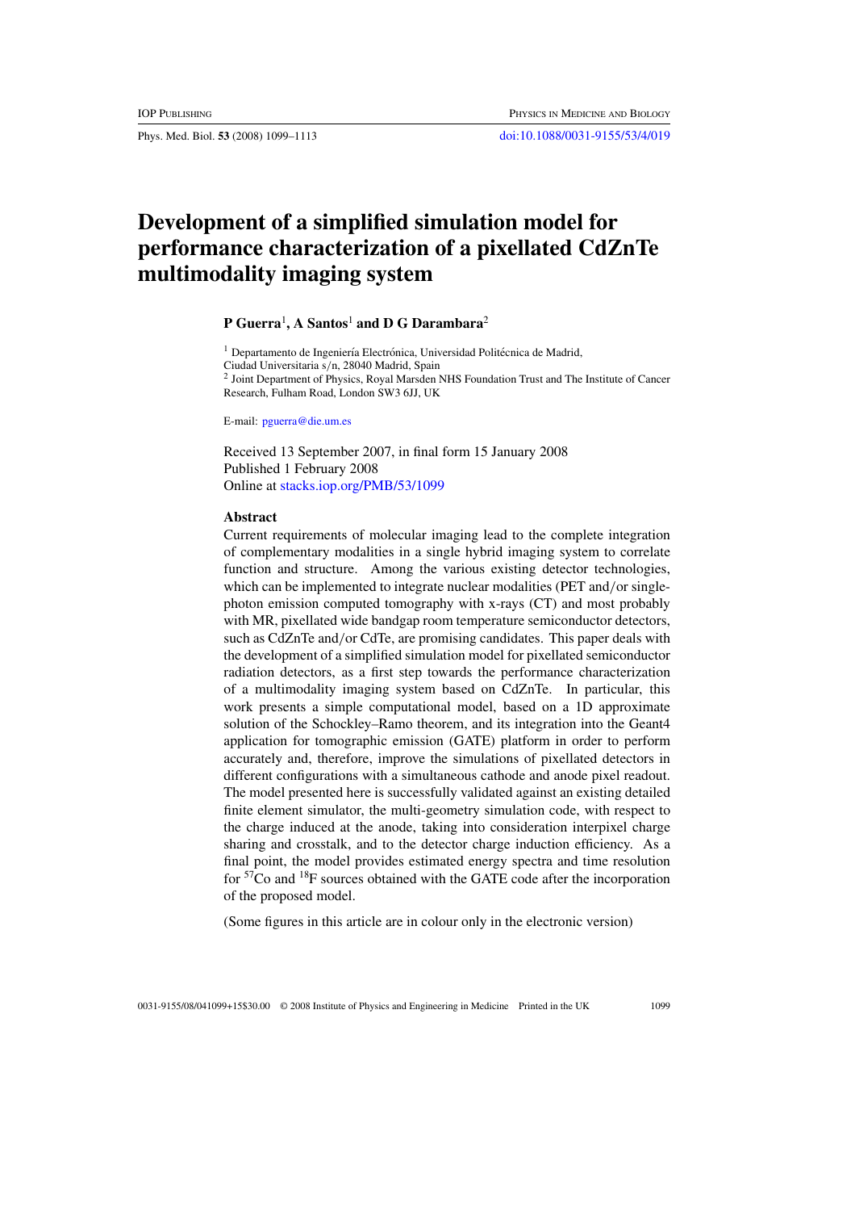# Development of a simplified simulation model for performance characterization of a pixellated CdZnTe multimodality imaging system

**P Guerra[1], A Santos[1] and D G Darambara[2]**

[1] Departamento de Ingeniería Electrónica, Universidad Politécnica de Madrid, Ciudad Universitaria s/n, 28040 Madrid, Spain
[2] Joint Department of Physics, Royal Marsden NHS Foundation Trust and The Institute of Cancer Research, Fulham Road, London SW3 6JJ, UK

E-mail: pguerra@die.um.es

Received 13 September 2007, in final form 15 January 2008
Published 1 February 2008
Online at stacks.iop.org/PMB/53/1099

## Abstract

Current requirements of molecular imaging lead to the complete integration of complementary modalities in a single hybrid imaging system to correlate function and structure. Among the various existing detector technologies, which can be implemented to integrate nuclear modalities (PET and/or single-photon emission computed tomography with x-rays (CT) and most probably with MR, pixellated wide bandgap room temperature semiconductor detectors, such as CdZnTe and/or CdTe, are promising candidates. This paper deals with the development of a simplified simulation model for pixellated semiconductor radiation detectors, as a first step towards the performance characterization of a multimodality imaging system based on CdZnTe. In particular, this work presents a simple computational model, based on a 1D approximate solution of the Schockley–Ramo theorem, and its integration into the Geant4 application for tomographic emission (GATE) platform in order to perform accurately and, therefore, improve the simulations of pixellated detectors in different configurations with a simultaneous cathode and anode pixel readout. The model presented here is successfully validated against an existing detailed finite element simulator, the multi-geometry simulation code, with respect to the charge induced at the anode, taking into consideration interpixel charge sharing and crosstalk, and to the detector charge induction efficiency. As a final point, the model provides estimated energy spectra and time resolution for $^{57}$Co and $^{18}$F sources obtained with the GATE code after the incorporation of the proposed model.

(Some figures in this article are in colour only in the electronic version)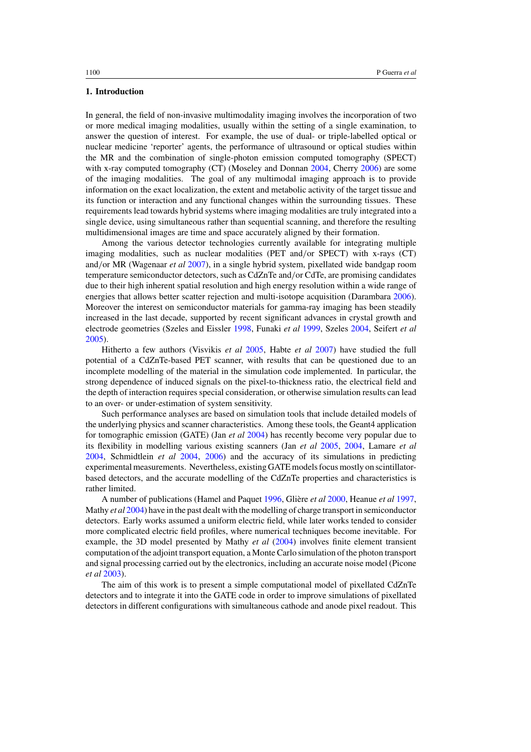## 1. Introduction

In general, the field of non-invasive multimodality imaging involves the incorporation of two or more medical imaging modalities, usually within the setting of a single examination, to answer the question of interest. For example, the use of dual- or triple-labelled optical or nuclear medicine 'reporter' agents, the performance of ultrasound or optical studies within the MR and the combination of single-photon emission computed tomography (SPECT) with x-ray computed tomography (CT) (Moseley and Donnan 2004, Cherry 2006) are some of the imaging modalities. The goal of any multimodal imaging approach is to provide information on the exact localization, the extent and metabolic activity of the target tissue and its function or interaction and any functional changes within the surrounding tissues. These requirements lead towards hybrid systems where imaging modalities are truly integrated into a single device, using simultaneous rather than sequential scanning, and therefore the resulting multidimensional images are time and space accurately aligned by their formation.

Among the various detector technologies currently available for integrating multiple imaging modalities, such as nuclear modalities (PET and/or SPECT) with x-rays (CT) and/or MR (Wagenaar *et al* 2007), in a single hybrid system, pixellated wide bandgap room temperature semiconductor detectors, such as CdZnTe and/or CdTe, are promising candidates due to their high inherent spatial resolution and high energy resolution within a wide range of energies that allows better scatter rejection and multi-isotope acquisition (Darambara 2006). Moreover the interest on semiconductor materials for gamma-ray imaging has been steadily increased in the last decade, supported by recent significant advances in crystal growth and electrode geometries (Szeles and Eissler 1998, Funaki *et al* 1999, Szeles 2004, Seifert *et al* 2005).

Hitherto a few authors (Visvikis *et al* 2005, Habte *et al* 2007) have studied the full potential of a CdZnTe-based PET scanner, with results that can be questioned due to an incomplete modelling of the material in the simulation code implemented. In particular, the strong dependence of induced signals on the pixel-to-thickness ratio, the electrical field and the depth of interaction requires special consideration, or otherwise simulation results can lead to an over- or under-estimation of system sensitivity.

Such performance analyses are based on simulation tools that include detailed models of the underlying physics and scanner characteristics. Among these tools, the Geant4 application for tomographic emission (GATE) (Jan *et al* 2004) has recently become very popular due to its flexibility in modelling various existing scanners (Jan *et al* 2005, 2004, Lamare *et al* 2004, Schmidtlein *et al* 2004, 2006) and the accuracy of its simulations in predicting experimental measurements. Nevertheless, existing GATE models focus mostly on scintillator-based detectors, and the accurate modelling of the CdZnTe properties and characteristics is rather limited.

A number of publications (Hamel and Paquet 1996, Glière *et al* 2000, Heanue *et al* 1997, Mathy *et al* 2004) have in the past dealt with the modelling of charge transport in semiconductor detectors. Early works assumed a uniform electric field, while later works tended to consider more complicated electric field profiles, where numerical techniques become inevitable. For example, the 3D model presented by Mathy *et al* (2004) involves finite element transient computation of the adjoint transport equation, a Monte Carlo simulation of the photon transport and signal processing carried out by the electronics, including an accurate noise model (Picone *et al* 2003).

The aim of this work is to present a simple computational model of pixellated CdZnTe detectors and to integrate it into the GATE code in order to improve simulations of pixellated detectors in different configurations with simultaneous cathode and anode pixel readout. This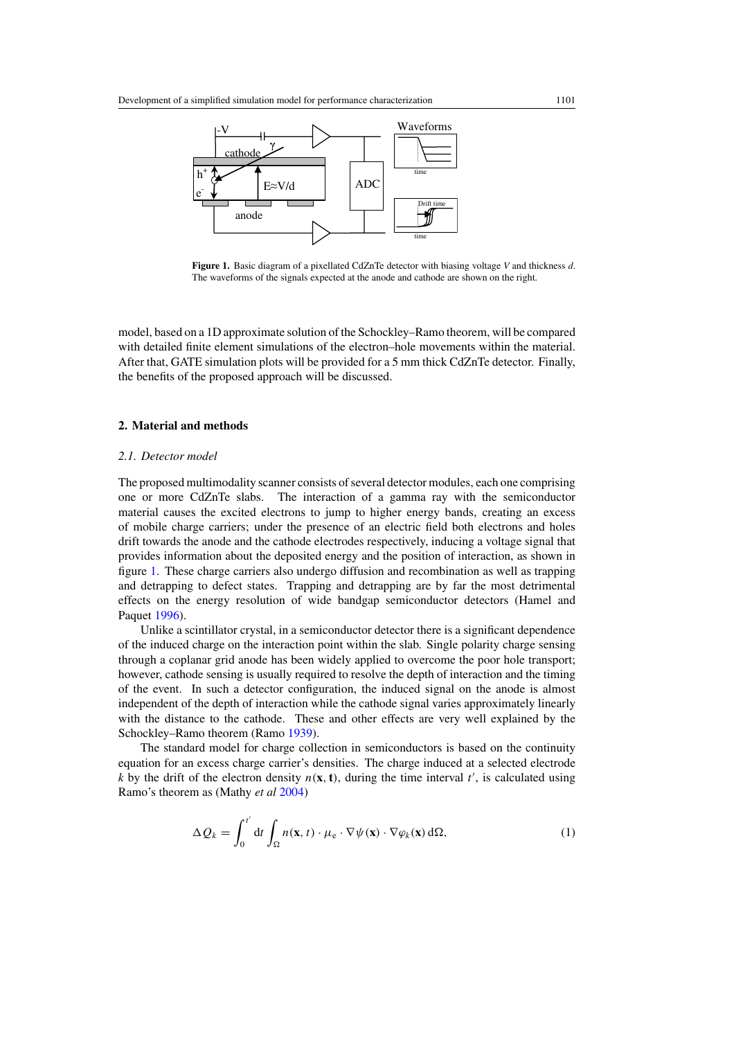**Figure 1.** Basic diagram of a pixellated CdZnTe detector with biasing voltage $V$ and thickness $d$. The waveforms of the signals expected at the anode and cathode are shown on the right.

model, based on a 1D approximate solution of the Schockley–Ramo theorem, will be compared with detailed finite element simulations of the electron–hole movements within the material. After that, GATE simulation plots will be provided for a 5 mm thick CdZnTe detector. Finally, the benefits of the proposed approach will be discussed.

## 2. Material and methods

### *2.1. Detector model*

The proposed multimodality scanner consists of several detector modules, each one comprising one or more CdZnTe slabs. The interaction of a gamma ray with the semiconductor material causes the excited electrons to jump to higher energy bands, creating an excess of mobile charge carriers; under the presence of an electric field both electrons and holes drift towards the anode and the cathode electrodes respectively, inducing a voltage signal that provides information about the deposited energy and the position of interaction, as shown in figure 1. These charge carriers also undergo diffusion and recombination as well as trapping and detrapping to defect states. Trapping and detrapping are by far the most detrimental effects on the energy resolution of wide bandgap semiconductor detectors (Hamel and Paquet 1996).

Unlike a scintillator crystal, in a semiconductor detector there is a significant dependence of the induced charge on the interaction point within the slab. Single polarity charge sensing through a coplanar grid anode has been widely applied to overcome the poor hole transport; however, cathode sensing is usually required to resolve the depth of interaction and the timing of the event. In such a detector configuration, the induced signal on the anode is almost independent of the depth of interaction while the cathode signal varies approximately linearly with the distance to the cathode. These and other effects are very well explained by the Schockley–Ramo theorem (Ramo 1939).

The standard model for charge collection in semiconductors is based on the continuity equation for an excess charge carrier's densities. The charge induced at a selected electrode $k$ by the drift of the electron density $n(\mathbf{x}, \mathbf{t})$, during the time interval $t'$, is calculated using Ramo's theorem as (Mathy *et al* 2004)

$$\Delta Q_k = \int_0^{t'} \mathrm{d}t \int_{\Omega} n(\mathbf{x}, t) \cdot \mu_e \cdot \nabla \psi(\mathbf{x}) \cdot \nabla \varphi_k(\mathbf{x}) \, \mathrm{d}\Omega, \tag{1}$$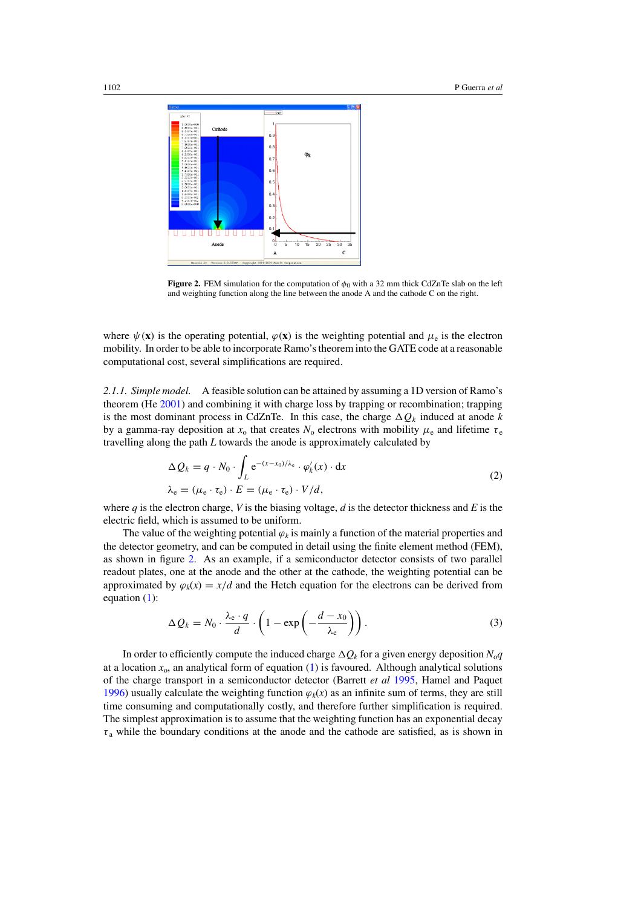**Figure 2.** FEM simulation for the computation of $\phi_0$ with a 32 mm thick CdZnTe slab on the left and weighting function along the line between the anode A and the cathode C on the right.

where $\psi(\mathbf{x})$ is the operating potential, $\varphi(\mathbf{x})$ is the weighting potential and $\mu_e$ is the electron mobility. In order to be able to incorporate Ramo's theorem into the GATE code at a reasonable computational cost, several simplifications are required.

*2.1.1. Simple model.* A feasible solution can be attained by assuming a 1D version of Ramo's theorem (He 2001) and combining it with charge loss by trapping or recombination; trapping is the most dominant process in CdZnTe. In this case, the charge $\Delta Q_k$ induced at anode $k$ by a gamma-ray deposition at $x_o$ that creates $N_o$ electrons with mobility $\mu_e$ and lifetime $\tau_e$ travelling along the path $L$ towards the anode is approximately calculated by

$$\Delta Q_k = q \cdot N_0 \cdot \int_L \mathrm{e}^{-(x-x_0)/\lambda_e} \cdot \varphi_k'(x) \cdot \mathrm{d}x$$
$$\lambda_e = (\mu_e \cdot \tau_e) \cdot E = (\mu_e \cdot \tau_e) \cdot V/d, \tag{2}$$

where $q$ is the electron charge, $V$ is the biasing voltage, $d$ is the detector thickness and $E$ is the electric field, which is assumed to be uniform.

The value of the weighting potential $\varphi_k$ is mainly a function of the material properties and the detector geometry, and can be computed in detail using the finite element method (FEM), as shown in figure 2. As an example, if a semiconductor detector consists of two parallel readout plates, one at the anode and the other at the cathode, the weighting potential can be approximated by $\varphi_k(x) = x/d$ and the Hetch equation for the electrons can be derived from equation (1):

$$\Delta Q_k = N_0 \cdot \frac{\lambda_e \cdot q}{d} \cdot \left(1 - \exp\left(-\frac{d - x_0}{\lambda_e}\right)\right). \tag{3}$$

In order to efficiently compute the induced charge $\Delta Q_k$ for a given energy deposition $N_o q$ at a location $x_o$, an analytical form of equation (1) is favoured. Although analytical solutions of the charge transport in a semiconductor detector (Barrett *et al* 1995, Hamel and Paquet 1996) usually calculate the weighting function $\varphi_k(x)$ as an infinite sum of terms, they are still time consuming and computationally costly, and therefore further simplification is required. The simplest approximation is to assume that the weighting function has an exponential decay $\tau_a$ while the boundary conditions at the anode and the cathode are satisfied, as is shown in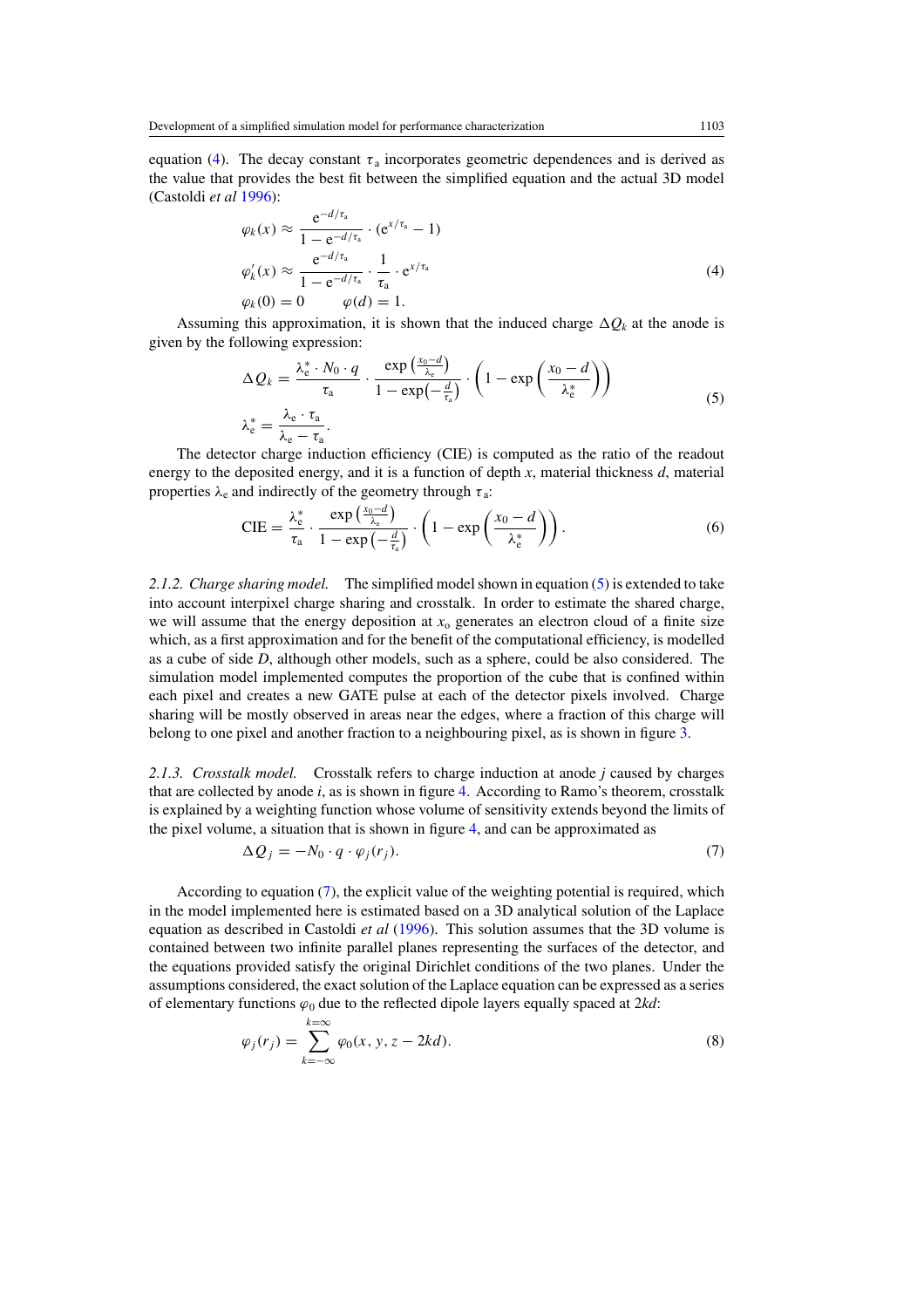equation (4). The decay constant $\tau_a$ incorporates geometric dependences and is derived as the value that provides the best fit between the simplified equation and the actual 3D model (Castoldi *et al* 1996):

$$
\begin{aligned}
\varphi_k(x) &\approx \frac{e^{-d/\tau_a}}{1 - e^{-d/\tau_a}} \cdot (e^{x/\tau_a} - 1) \\
\varphi_k'(x) &\approx \frac{e^{-d/\tau_a}}{1 - e^{-d/\tau_a}} \cdot \frac{1}{\tau_a} \cdot e^{x/\tau_a} \\
\varphi_k(0) &= 0 \qquad \varphi(d) = 1.
\end{aligned}
\tag{4}
$$

Assuming this approximation, it is shown that the induced charge $\Delta Q_k$ at the anode is given by the following expression:

$$
\begin{aligned}
\Delta Q_k &= \frac{\lambda_e^* \cdot N_0 \cdot q}{\tau_a} \cdot \frac{\exp\left(\frac{x_0 - d}{\lambda_e}\right)}{1 - \exp\left(-\frac{d}{\tau_a}\right)} \cdot \left(1 - \exp\left(\frac{x_0 - d}{\lambda_e^*}\right)\right) \\
\lambda_e^* &= \frac{\lambda_e \cdot \tau_a}{\lambda_e - \tau_a}.
\end{aligned}
\tag{5}
$$

The detector charge induction efficiency (CIE) is computed as the ratio of the readout energy to the deposited energy, and it is a function of depth $x$, material thickness $d$, material properties $\lambda_e$ and indirectly of the geometry through $\tau_a$:

$$
\mathrm{CIE} = \frac{\lambda_e^*}{\tau_a} \cdot \frac{\exp\left(\frac{x_0 - d}{\lambda_e}\right)}{1 - \exp\left(-\frac{d}{\tau_a}\right)} \cdot \left(1 - \exp\left(\frac{x_0 - d}{\lambda_e^*}\right)\right).
\tag{6}
$$

*2.1.2. Charge sharing model.* The simplified model shown in equation (5) is extended to take into account interpixel charge sharing and crosstalk. In order to estimate the shared charge, we will assume that the energy deposition at $x_o$ generates an electron cloud of a finite size which, as a first approximation and for the benefit of the computational efficiency, is modelled as a cube of side $D$, although other models, such as a sphere, could be also considered. The simulation model implemented computes the proportion of the cube that is confined within each pixel and creates a new GATE pulse at each of the detector pixels involved. Charge sharing will be mostly observed in areas near the edges, where a fraction of this charge will belong to one pixel and another fraction to a neighbouring pixel, as is shown in figure 3.

*2.1.3. Crosstalk model.* Crosstalk refers to charge induction at anode $j$ caused by charges that are collected by anode $i$, as is shown in figure 4. According to Ramo's theorem, crosstalk is explained by a weighting function whose volume of sensitivity extends beyond the limits of the pixel volume, a situation that is shown in figure 4, and can be approximated as

$$
\Delta Q_j = -N_0 \cdot q \cdot \varphi_j(r_j).
\tag{7}
$$

According to equation (7), the explicit value of the weighting potential is required, which in the model implemented here is estimated based on a 3D analytical solution of the Laplace equation as described in Castoldi *et al* (1996). This solution assumes that the 3D volume is contained between two infinite parallel planes representing the surfaces of the detector, and the equations provided satisfy the original Dirichlet conditions of the two planes. Under the assumptions considered, the exact solution of the Laplace equation can be expressed as a series of elementary functions $\varphi_0$ due to the reflected dipole layers equally spaced at $2kd$:

$$
\varphi_j(r_j) = \sum_{k=-\infty}^{k=\infty} \varphi_0(x, y, z - 2kd).
\tag{8}
$$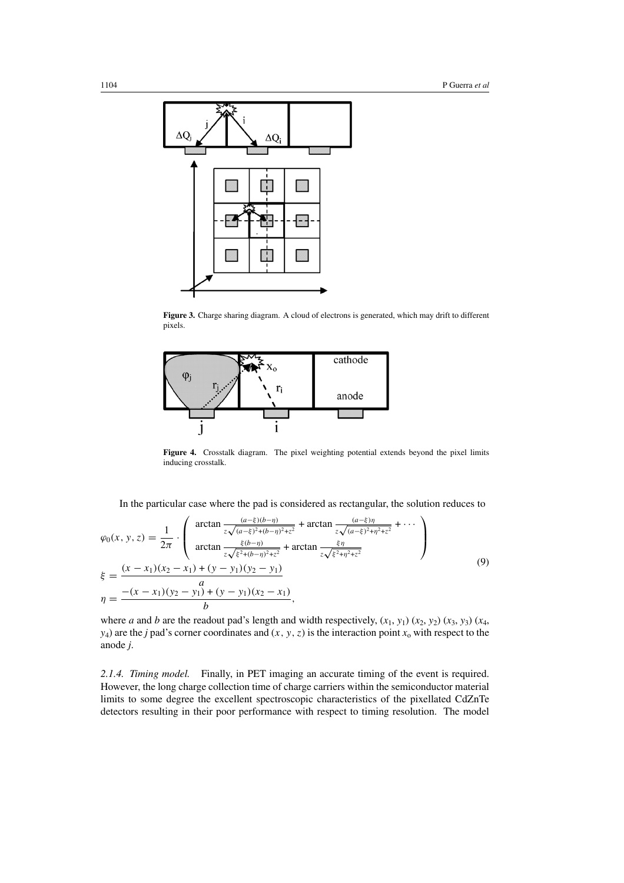Figure 3. Charge sharing diagram. A cloud of electrons is generated, which may drift to different pixels.

Figure 4. Crosstalk diagram. The pixel weighting potential extends beyond the pixel limits inducing crosstalk.

In the particular case where the pad is considered as rectangular, the solution reduces to

$$
\begin{aligned}
\varphi_0(x, y, z) &= \frac{1}{2\pi} \cdot \left( \begin{array}{l} \arctan \frac{(a-\xi)(b-\eta)}{z\sqrt{(a-\xi)^2+(b-\eta)^2+z^2}} + \arctan \frac{(a-\xi)\eta}{z\sqrt{(a-\xi)^2+\eta^2+z^2}} + \cdots \\ \arctan \frac{\xi(b-\eta)}{z\sqrt{\xi^2+(b-\eta)^2+z^2}} + \arctan \frac{\xi\eta}{z\sqrt{\xi^2+\eta^2+z^2}} \end{array} \right) \\
\xi &= \frac{(x-x_1)(x_2-x_1)+(y-y_1)(y_2-y_1)}{a} \\
\eta &= \frac{-(x-x_1)(y_2-y_1)+(y-y_1)(x_2-x_1)}{b},
\end{aligned} \tag{9}
$$

where $a$ and $b$ are the readout pad's length and width respectively, $(x_1, y_1)$ $(x_2, y_2)$ $(x_3, y_3)$ $(x_4, y_4)$ are the $j$ pad's corner coordinates and $(x, y, z)$ is the interaction point $x_o$ with respect to the anode $j$.

*2.1.4. Timing model.* Finally, in PET imaging an accurate timing of the event is required. However, the long charge collection time of charge carriers within the semiconductor material limits to some degree the excellent spectroscopic characteristics of the pixellated CdZnTe detectors resulting in their poor performance with respect to timing resolution. The model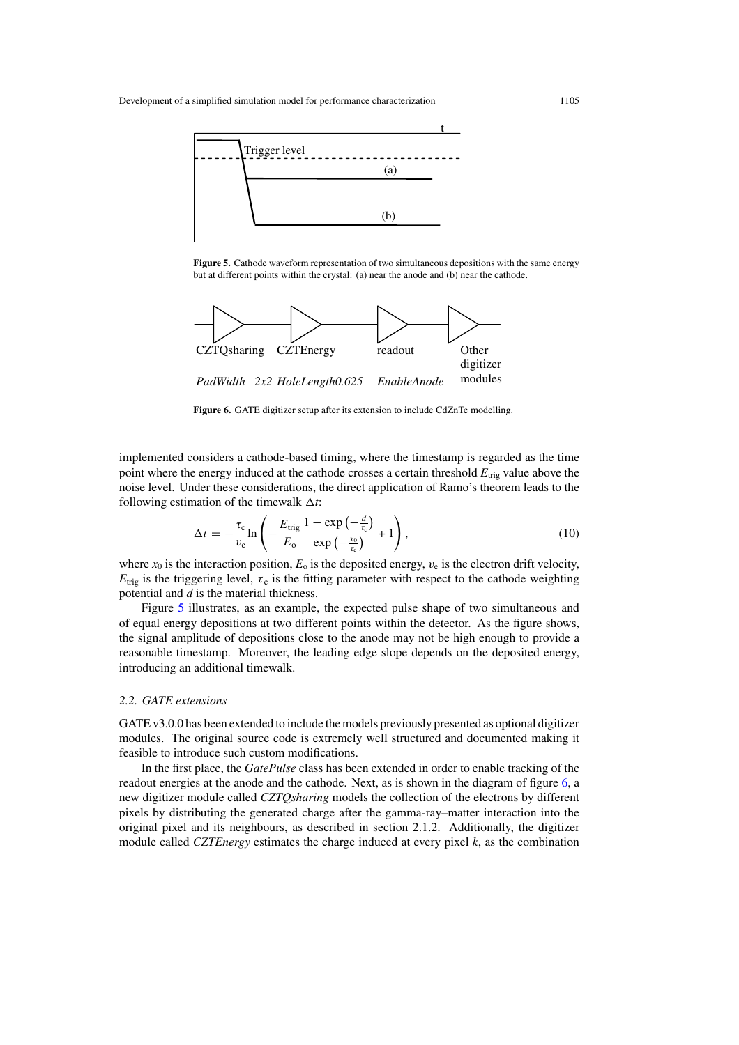**Figure 5.** Cathode waveform representation of two simultaneous depositions with the same energy but at different points within the crystal: (a) near the anode and (b) near the cathode.

**Figure 6.** GATE digitizer setup after its extension to include CdZnTe modelling.

implemented considers a cathode-based timing, where the timestamp is regarded as the time point where the energy induced at the cathode crosses a certain threshold $E_{\text{trig}}$ value above the noise level. Under these considerations, the direct application of Ramo's theorem leads to the following estimation of the timewalk $\Delta t$:

$$\Delta t = -\frac{\tau_c}{v_e} \ln\left( -\frac{E_{\text{trig}}}{E_o} \frac{1 - \exp\left(-\frac{d}{\tau_c}\right)}{\exp\left(-\frac{x_0}{\tau_c}\right)} + 1 \right), \tag{10}$$

where $x_0$ is the interaction position, $E_o$ is the deposited energy, $v_e$ is the electron drift velocity, $E_{\text{trig}}$ is the triggering level, $\tau_c$ is the fitting parameter with respect to the cathode weighting potential and $d$ is the material thickness.

Figure 5 illustrates, as an example, the expected pulse shape of two simultaneous and of equal energy depositions at two different points within the detector. As the figure shows, the signal amplitude of depositions close to the anode may not be high enough to provide a reasonable timestamp. Moreover, the leading edge slope depends on the deposited energy, introducing an additional timewalk.

### *2.2. GATE extensions*

GATE v3.0.0 has been extended to include the models previously presented as optional digitizer modules. The original source code is extremely well structured and documented making it feasible to introduce such custom modifications.

In the first place, the *GatePulse* class has been extended in order to enable tracking of the readout energies at the anode and the cathode. Next, as is shown in the diagram of figure 6, a new digitizer module called *CZTQsharing* models the collection of the electrons by different pixels by distributing the generated charge after the gamma-ray–matter interaction into the original pixel and its neighbours, as described in section 2.1.2. Additionally, the digitizer module called *CZTEnergy* estimates the charge induced at every pixel $k$, as the combination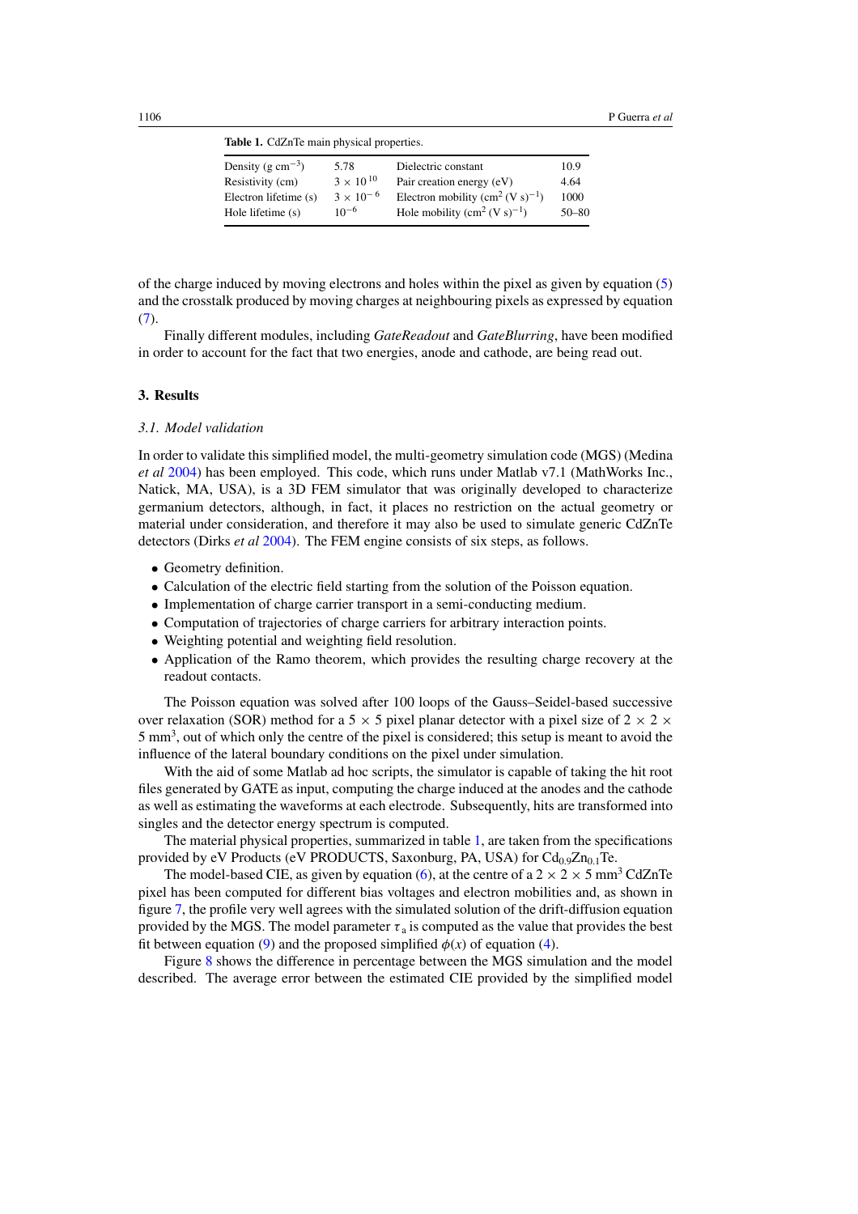**Table 1.** CdZnTe main physical properties.

| | | | |
|---|---|---|---|
| Density (g cm$^{-3}$) | 5.78 | Dielectric constant | 10.9 |
| Resistivity (cm) | $3 \times 10^{10}$ | Pair creation energy (eV) | 4.64 |
| Electron lifetime (s) | $3 \times 10^{-6}$ | Electron mobility (cm$^2$ (V s)$^{-1}$) | 1000 |
| Hole lifetime (s) | $10^{-6}$ | Hole mobility (cm$^2$ (V s)$^{-1}$) | 50–80 |

of the charge induced by moving electrons and holes within the pixel as given by equation (5) and the crosstalk produced by moving charges at neighbouring pixels as expressed by equation (7).

Finally different modules, including *GateReadout* and *GateBlurring*, have been modified in order to account for the fact that two energies, anode and cathode, are being read out.

## 3. Results

### *3.1. Model validation*

In order to validate this simplified model, the multi-geometry simulation code (MGS) (Medina *et al* 2004) has been employed. This code, which runs under Matlab v7.1 (MathWorks Inc., Natick, MA, USA), is a 3D FEM simulator that was originally developed to characterize germanium detectors, although, in fact, it places no restriction on the actual geometry or material under consideration, and therefore it may also be used to simulate generic CdZnTe detectors (Dirks *et al* 2004). The FEM engine consists of six steps, as follows.

- Geometry definition.
- Calculation of the electric field starting from the solution of the Poisson equation.
- Implementation of charge carrier transport in a semi-conducting medium.
- Computation of trajectories of charge carriers for arbitrary interaction points.
- Weighting potential and weighting field resolution.
- Application of the Ramo theorem, which provides the resulting charge recovery at the readout contacts.

The Poisson equation was solved after 100 loops of the Gauss–Seidel-based successive over relaxation (SOR) method for a $5 \times 5$ pixel planar detector with a pixel size of $2 \times 2 \times 5$ mm$^3$, out of which only the centre of the pixel is considered; this setup is meant to avoid the influence of the lateral boundary conditions on the pixel under simulation.

With the aid of some Matlab ad hoc scripts, the simulator is capable of taking the hit root files generated by GATE as input, computing the charge induced at the anodes and the cathode as well as estimating the waveforms at each electrode. Subsequently, hits are transformed into singles and the detector energy spectrum is computed.

The material physical properties, summarized in table 1, are taken from the specifications provided by eV Products (eV PRODUCTS, Saxonburg, PA, USA) for $Cd_{0.9}Zn_{0.1}Te$.

The model-based CIE, as given by equation (6), at the centre of a $2 \times 2 \times 5$ mm$^3$ CdZnTe pixel has been computed for different bias voltages and electron mobilities and, as shown in figure 7, the profile very well agrees with the simulated solution of the drift-diffusion equation provided by the MGS. The model parameter $\tau_a$ is computed as the value that provides the best fit between equation (9) and the proposed simplified $\phi(x)$ of equation (4).

Figure 8 shows the difference in percentage between the MGS simulation and the model described. The average error between the estimated CIE provided by the simplified model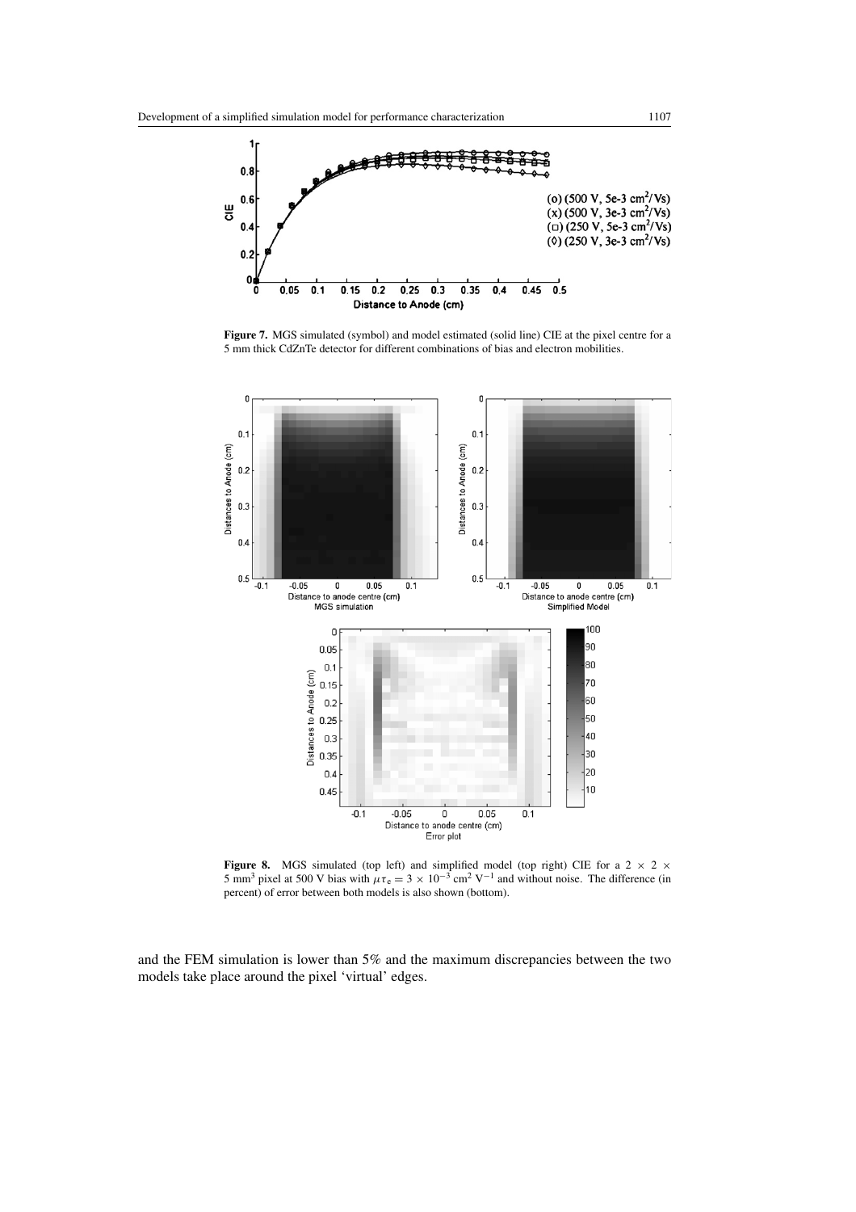**Figure 7.** MGS simulated (symbol) and model estimated (solid line) CIE at the pixel centre for a 5 mm thick CdZnTe detector for different combinations of bias and electron mobilities.

**Figure 8.** MGS simulated (top left) and simplified model (top right) CIE for a $2 \times 2 \times 5$ mm$^3$ pixel at 500 V bias with $\mu\tau_e = 3 \times 10^{-3}$ cm$^2$ V$^{-1}$ and without noise. The difference (in percent) of error between both models is also shown (bottom).

and the FEM simulation is lower than 5% and the maximum discrepancies between the two models take place around the pixel 'virtual' edges.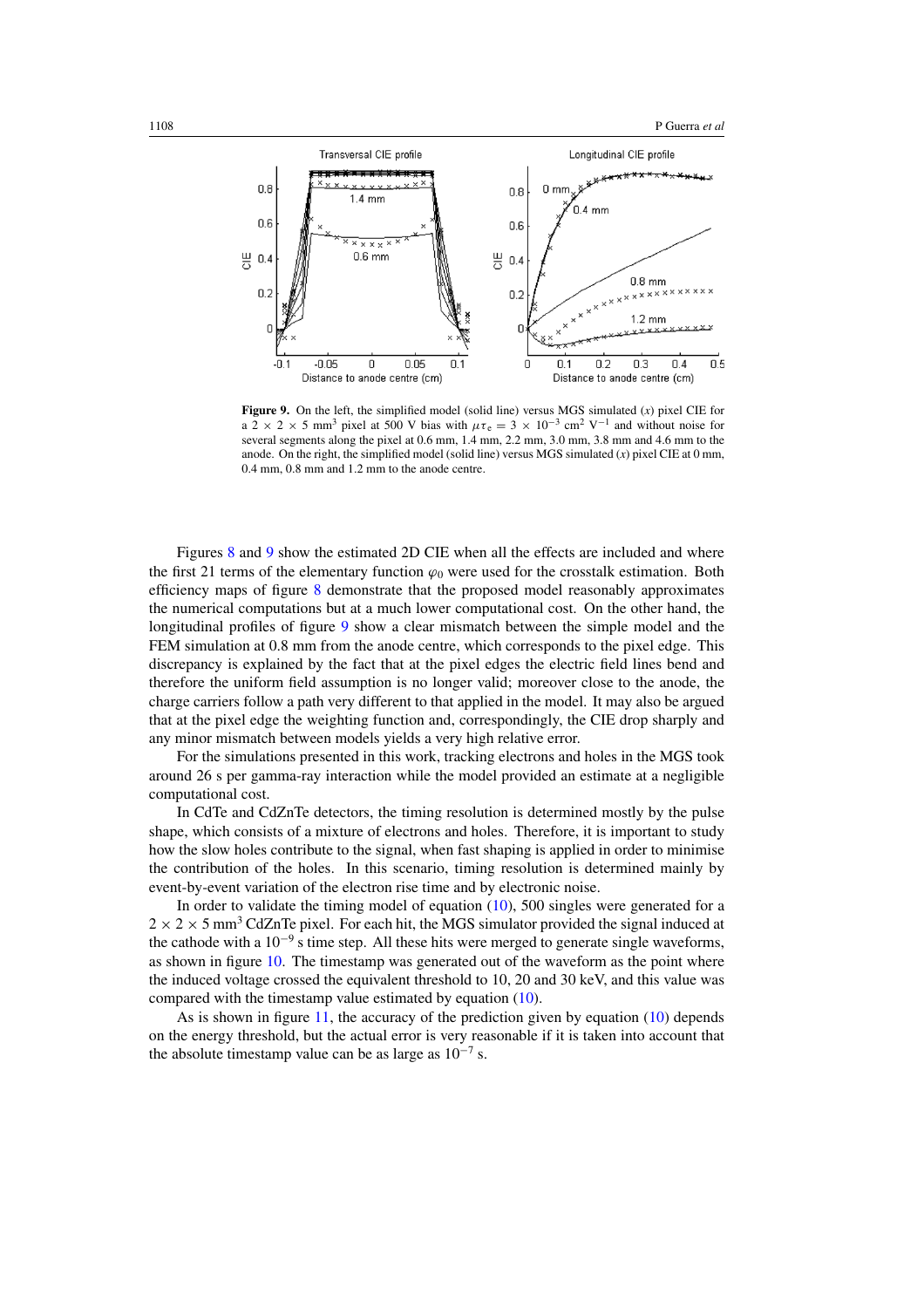**Figure 9.** On the left, the simplified model (solid line) versus MGS simulated (*x*) pixel CIE for a $2 \times 2 \times 5$ mm$^3$ pixel at 500 V bias with $\mu\tau_e = 3 \times 10^{-3}$ cm$^2$ V$^{-1}$ and without noise for several segments along the pixel at 0.6 mm, 1.4 mm, 2.2 mm, 3.0 mm, 3.8 mm and 4.6 mm to the anode. On the right, the simplified model (solid line) versus MGS simulated (*x*) pixel CIE at 0 mm, 0.4 mm, 0.8 mm and 1.2 mm to the anode centre.

Figures 8 and 9 show the estimated 2D CIE when all the effects are included and where the first 21 terms of the elementary function $\varphi_0$ were used for the crosstalk estimation. Both efficiency maps of figure 8 demonstrate that the proposed model reasonably approximates the numerical computations but at a much lower computational cost. On the other hand, the longitudinal profiles of figure 9 show a clear mismatch between the simple model and the FEM simulation at 0.8 mm from the anode centre, which corresponds to the pixel edge. This discrepancy is explained by the fact that at the pixel edges the electric field lines bend and therefore the uniform field assumption is no longer valid; moreover close to the anode, the charge carriers follow a path very different to that applied in the model. It may also be argued that at the pixel edge the weighting function and, correspondingly, the CIE drop sharply and any minor mismatch between models yields a very high relative error.

For the simulations presented in this work, tracking electrons and holes in the MGS took around 26 s per gamma-ray interaction while the model provided an estimate at a negligible computational cost.

In CdTe and CdZnTe detectors, the timing resolution is determined mostly by the pulse shape, which consists of a mixture of electrons and holes. Therefore, it is important to study how the slow holes contribute to the signal, when fast shaping is applied in order to minimise the contribution of the holes. In this scenario, timing resolution is determined mainly by event-by-event variation of the electron rise time and by electronic noise.

In order to validate the timing model of equation (10), 500 singles were generated for a $2 \times 2 \times 5$ mm$^3$ CdZnTe pixel. For each hit, the MGS simulator provided the signal induced at the cathode with a $10^{-9}$ s time step. All these hits were merged to generate single waveforms, as shown in figure 10. The timestamp was generated out of the waveform as the point where the induced voltage crossed the equivalent threshold to 10, 20 and 30 keV, and this value was compared with the timestamp value estimated by equation (10).

As is shown in figure 11, the accuracy of the prediction given by equation (10) depends on the energy threshold, but the actual error is very reasonable if it is taken into account that the absolute timestamp value can be as large as $10^{-7}$ s.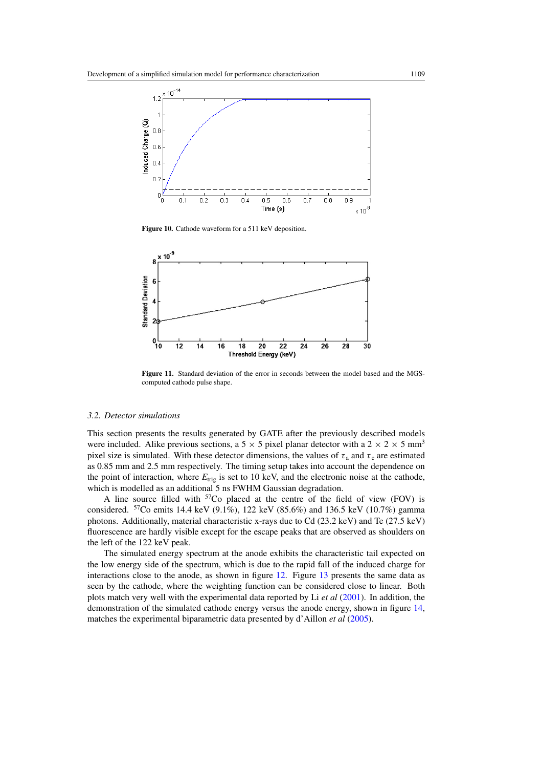**Figure 10.** Cathode waveform for a 511 keV deposition.

**Figure 11.** Standard deviation of the error in seconds between the model based and the MGS-computed cathode pulse shape.

### 3.2. Detector simulations

This section presents the results generated by GATE after the previously described models were included. Alike previous sections, a 5 × 5 pixel planar detector with a 2 × 2 × 5 mm$^3$ pixel size is simulated. With these detector dimensions, the values of $\tau_a$ and $\tau_c$ are estimated as 0.85 mm and 2.5 mm respectively. The timing setup takes into account the dependence on the point of interaction, where $E_{trig}$ is set to 10 keV, and the electronic noise at the cathode, which is modelled as an additional 5 ns FWHM Gaussian degradation.

A line source filled with $^{57}$Co placed at the centre of the field of view (FOV) is considered. $^{57}$Co emits 14.4 keV (9.1%), 122 keV (85.6%) and 136.5 keV (10.7%) gamma photons. Additionally, material characteristic x-rays due to Cd (23.2 keV) and Te (27.5 keV) fluorescence are hardly visible except for the escape peaks that are observed as shoulders on the left of the 122 keV peak.

The simulated energy spectrum at the anode exhibits the characteristic tail expected on the low energy side of the spectrum, which is due to the rapid fall of the induced charge for interactions close to the anode, as shown in figure 12. Figure 13 presents the same data as seen by the cathode, where the weighting function can be considered close to linear. Both plots match very well with the experimental data reported by Li *et al* (2001). In addition, the demonstration of the simulated cathode energy versus the anode energy, shown in figure 14, matches the experimental biparametric data presented by d'Aillon *et al* (2005).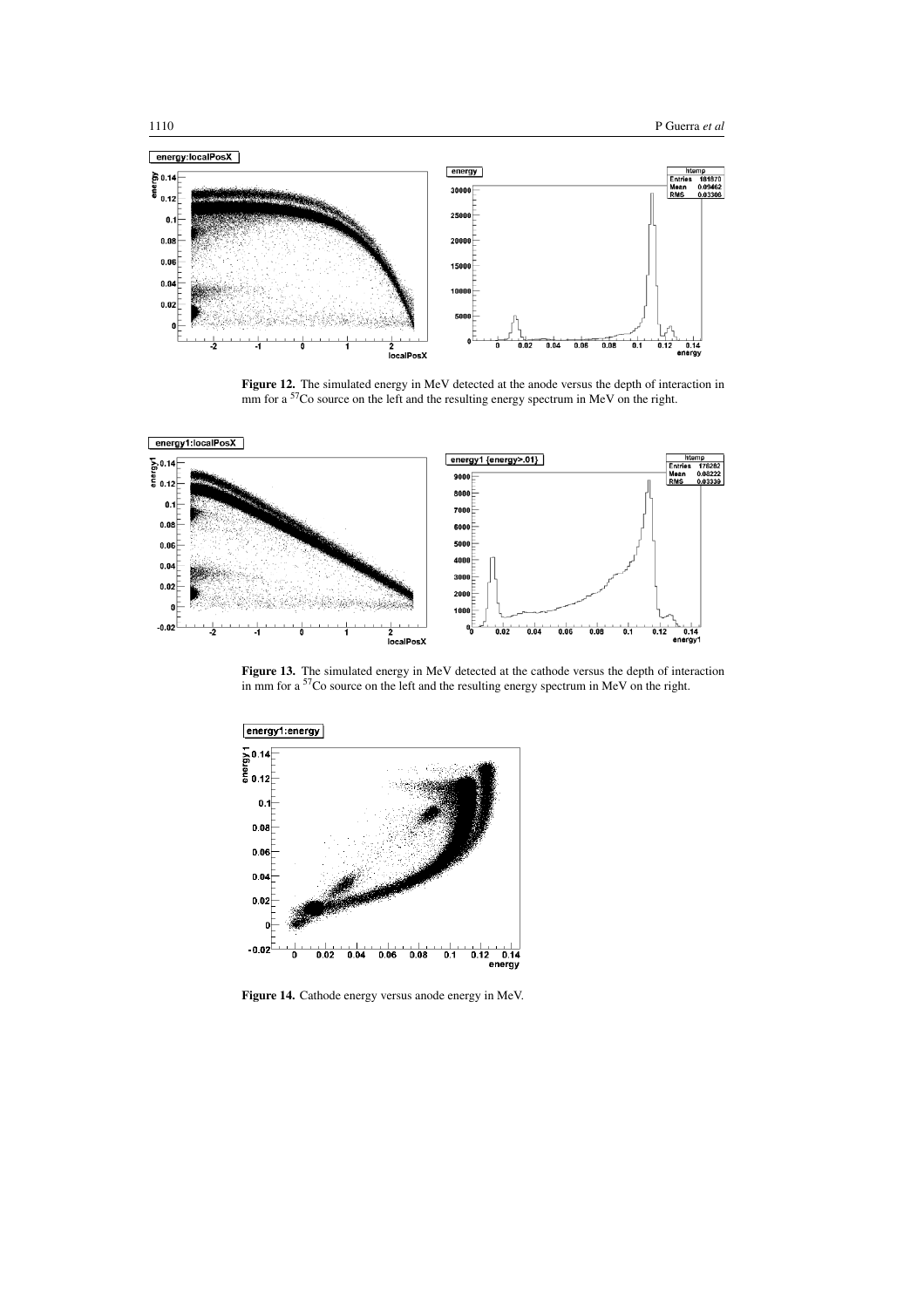**Figure 12.** The simulated energy in MeV detected at the anode versus the depth of interaction in mm for a $^{57}$Co source on the left and the resulting energy spectrum in MeV on the right.

**Figure 13.** The simulated energy in MeV detected at the cathode versus the depth of interaction in mm for a $^{57}$Co source on the left and the resulting energy spectrum in MeV on the right.

**Figure 14.** Cathode energy versus anode energy in MeV.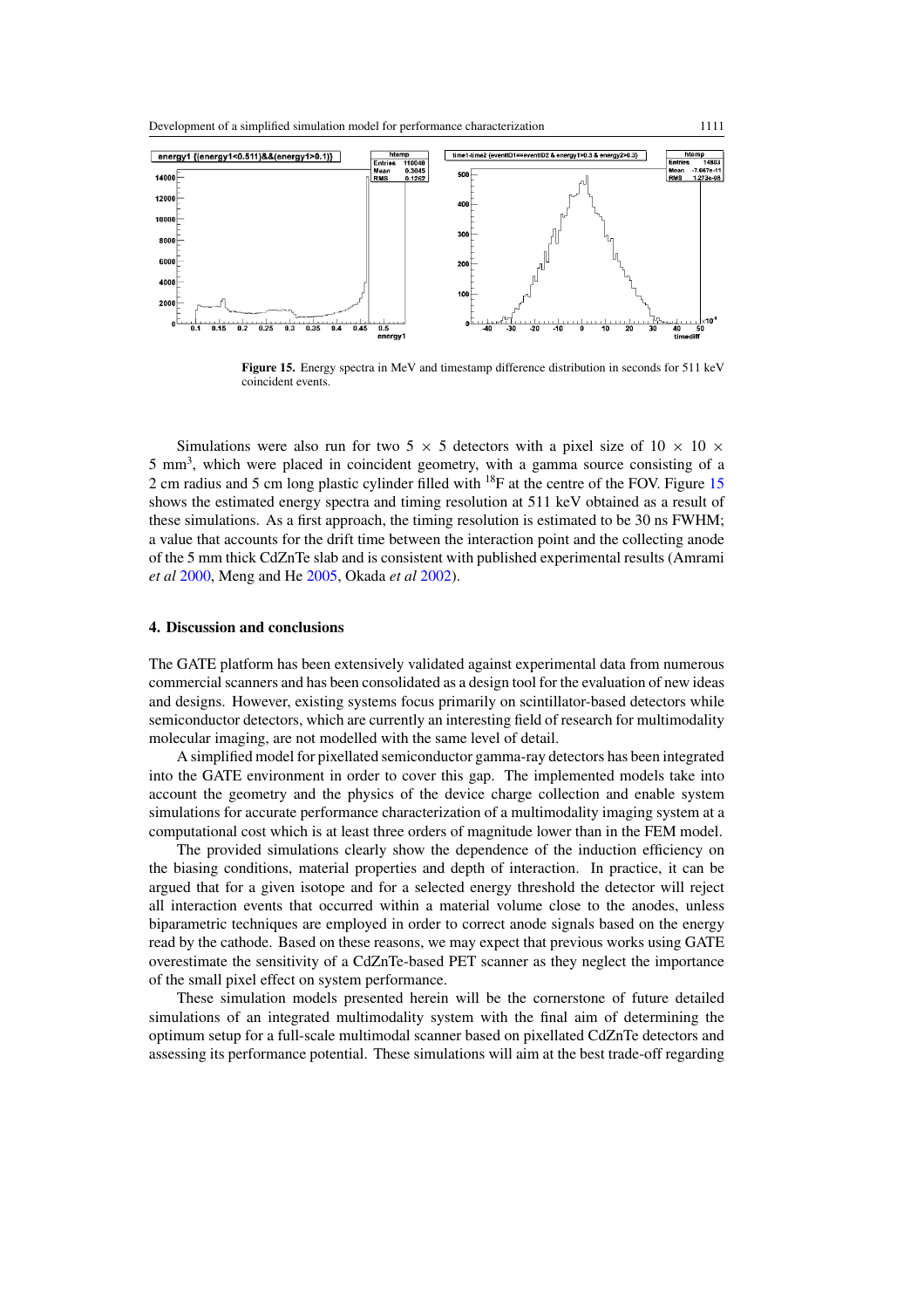**Figure 15.** Energy spectra in MeV and timestamp difference distribution in seconds for 511 keV coincident events.

Simulations were also run for two 5 × 5 detectors with a pixel size of 10 × 10 × 5 mm$^3$, which were placed in coincident geometry, with a gamma source consisting of a 2 cm radius and 5 cm long plastic cylinder filled with $^{18}$F at the centre of the FOV. Figure 15 shows the estimated energy spectra and timing resolution at 511 keV obtained as a result of these simulations. As a first approach, the timing resolution is estimated to be 30 ns FWHM; a value that accounts for the drift time between the interaction point and the collecting anode of the 5 mm thick CdZnTe slab and is consistent with published experimental results (Amrami *et al* 2000, Meng and He 2005, Okada *et al* 2002).

## 4. Discussion and conclusions

The GATE platform has been extensively validated against experimental data from numerous commercial scanners and has been consolidated as a design tool for the evaluation of new ideas and designs. However, existing systems focus primarily on scintillator-based detectors while semiconductor detectors, which are currently an interesting field of research for multimodality molecular imaging, are not modelled with the same level of detail.

A simplified model for pixellated semiconductor gamma-ray detectors has been integrated into the GATE environment in order to cover this gap. The implemented models take into account the geometry and the physics of the device charge collection and enable system simulations for accurate performance characterization of a multimodality imaging system at a computational cost which is at least three orders of magnitude lower than in the FEM model.

The provided simulations clearly show the dependence of the induction efficiency on the biasing conditions, material properties and depth of interaction. In practice, it can be argued that for a given isotope and for a selected energy threshold the detector will reject all interaction events that occurred within a material volume close to the anodes, unless biparametric techniques are employed in order to correct anode signals based on the energy read by the cathode. Based on these reasons, we may expect that previous works using GATE overestimate the sensitivity of a CdZnTe-based PET scanner as they neglect the importance of the small pixel effect on system performance.

These simulation models presented herein will be the cornerstone of future detailed simulations of an integrated multimodality system with the final aim of determining the optimum setup for a full-scale multimodal scanner based on pixellated CdZnTe detectors and assessing its performance potential. These simulations will aim at the best trade-off regarding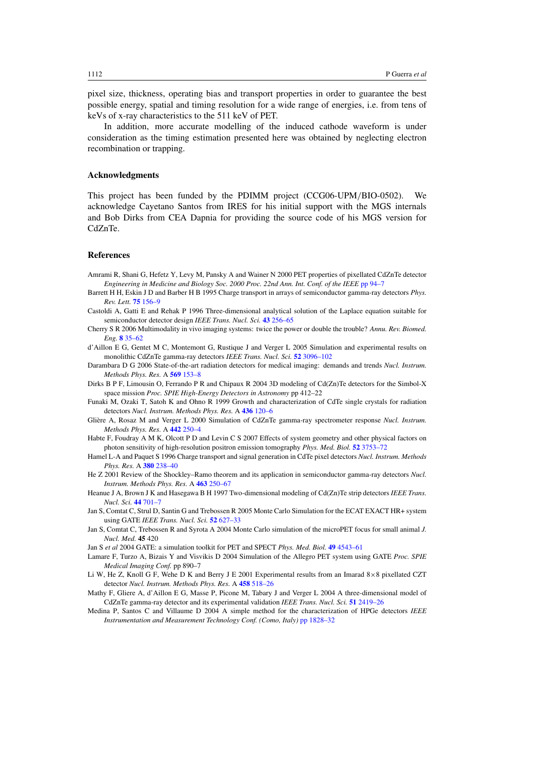pixel size, thickness, operating bias and transport properties in order to guarantee the best possible energy, spatial and timing resolution for a wide range of energies, i.e. from tens of keVs of x-ray characteristics to the 511 keV of PET.

In addition, more accurate modelling of the induced cathode waveform is under consideration as the timing estimation presented here was obtained by neglecting electron recombination or trapping.

## Acknowledgments

This project has been funded by the PDIMM project (CCG06-UPM/BIO-0502). We acknowledge Cayetano Santos from IRES for his initial support with the MGS internals and Bob Dirks from CEA Dapnia for providing the source code of his MGS version for CdZnTe.

## References

Amrami R, Shani G, Hefetz Y, Levy M, Pansky A and Wainer N 2000 PET properties of pixellated CdZnTe detector *Engineering in Medicine and Biology Soc. 2000 Proc. 22nd Ann. Int. Conf. of the IEEE* pp 94–7

Barrett H H, Eskin J D and Barber H B 1995 Charge transport in arrays of semiconductor gamma-ray detectors *Phys. Rev. Lett.* **75** 156–9

Castoldi A, Gatti E and Rehak P 1996 Three-dimensional analytical solution of the Laplace equation suitable for semiconductor detector design *IEEE Trans. Nucl. Sci.* **43** 256–65

Cherry S R 2006 Multimodality in vivo imaging systems: twice the power or double the trouble? *Annu. Rev. Biomed. Eng.* **8** 35–62

d'Aillon E G, Gentet M C, Montemont G, Rustique J and Verger L 2005 Simulation and experimental results on monolithic CdZnTe gamma-ray detectors *IEEE Trans. Nucl. Sci.* **52** 3096–102

Darambara D G 2006 State-of-the-art radiation detectors for medical imaging: demands and trends *Nucl. Instrum. Methods Phys. Res.* A **569** 153–8

Dirks B P F, Limousin O, Ferrando P R and Chipaux R 2004 3D modeling of Cd(Zn)Te detectors for the Simbol-X space mission *Proc. SPIE High-Energy Detectors in Astronomy* pp 412–22

Funaki M, Ozaki T, Satoh K and Ohno R 1999 Growth and characterization of CdTe single crystals for radiation detectors *Nucl. Instrum. Methods Phys. Res.* A **436** 120–6

Glière A, Rosaz M and Verger L 2000 Simulation of CdZnTe gamma-ray spectrometer response *Nucl. Instrum. Methods Phys. Res.* A **442** 250–4

Habte F, Foudray A M K, Olcott P D and Levin C S 2007 Effects of system geometry and other physical factors on photon sensitivity of high-resolution positron emission tomography *Phys. Med. Biol.* **52** 3753–72

Hamel L-A and Paquet S 1996 Charge transport and signal generation in CdTe pixel detectors *Nucl. Instrum. Methods Phys. Res.* A **380** 238–40

He Z 2001 Review of the Shockley–Ramo theorem and its application in semiconductor gamma-ray detectors *Nucl. Instrum. Methods Phys. Res.* A **463** 250–67

Heanue J A, Brown J K and Hasegawa B H 1997 Two-dimensional modeling of Cd(Zn)Te strip detectors *IEEE Trans. Nucl. Sci.* **44** 701–7

Jan S, Comtat C, Strul D, Santin G and Trebossen R 2005 Monte Carlo Simulation for the ECAT EXACT HR+ system using GATE *IEEE Trans. Nucl. Sci.* **52** 627–33

Jan S, Comtat C, Trebossen R and Syrota A 2004 Monte Carlo simulation of the microPET focus for small animal *J. Nucl. Med.* **45** 420

Jan S *et al* 2004 GATE: a simulation toolkit for PET and SPECT *Phys. Med. Biol.* **49** 4543–61

Lamare F, Turzo A, Bizais Y and Visvikis D 2004 Simulation of the Allegro PET system using GATE *Proc. SPIE Medical Imaging Conf.* pp 890–7

Li W, He Z, Knoll G F, Wehe D K and Berry J E 2001 Experimental results from an Imarad 8×8 pixellated CZT detector *Nucl. Instrum. Methods Phys. Res.* A **458** 518–26

Mathy F, Gliere A, d'Aillon E G, Masse P, Picone M, Tabary J and Verger L 2004 A three-dimensional model of CdZnTe gamma-ray detector and its experimental validation *IEEE Trans. Nucl. Sci.* **51** 2419–26

Medina P, Santos C and Villaume D 2004 A simple method for the characterization of HPGe detectors *IEEE Instrumentation and Measurement Technology Conf. (Como, Italy)* pp 1828–32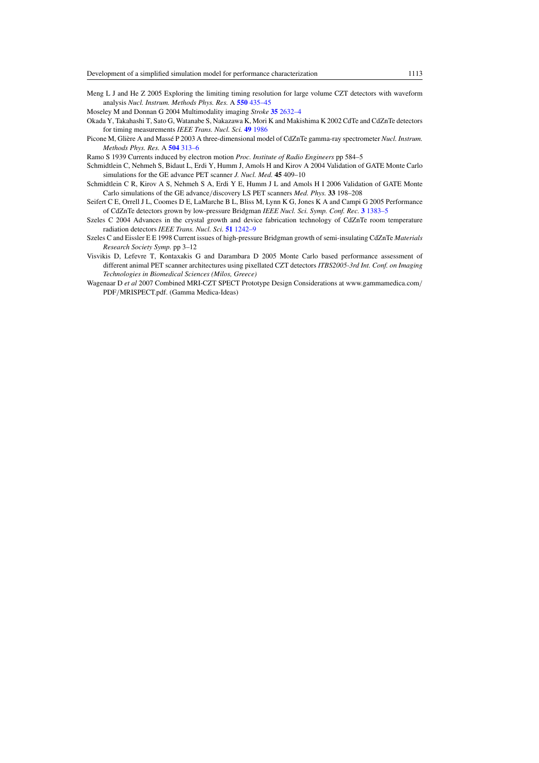Meng L J and He Z 2005 Exploring the limiting timing resolution for large volume CZT detectors with waveform analysis *Nucl. Instrum. Methods Phys. Res.* A **550** 435–45

Moseley M and Donnan G 2004 Multimodality imaging *Stroke* **35** 2632–4

Okada Y, Takahashi T, Sato G, Watanabe S, Nakazawa K, Mori K and Makishima K 2002 CdTe and CdZnTe detectors for timing measurements *IEEE Trans. Nucl. Sci.* **49** 1986

Picone M, Glière A and Massé P 2003 A three-dimensional model of CdZnTe gamma-ray spectrometer *Nucl. Instrum. Methods Phys. Res.* A **504** 313–6

Ramo S 1939 Currents induced by electron motion *Proc. Institute of Radio Engineers* pp 584–5

Schmidtlein C, Nehmeh S, Bidaut L, Erdi Y, Humm J, Amols H and Kirov A 2004 Validation of GATE Monte Carlo simulations for the GE advance PET scanner *J. Nucl. Med.* **45** 409–10

Schmidtlein C R, Kirov A S, Nehmeh S A, Erdi Y E, Humm J L and Amols H I 2006 Validation of GATE Monte Carlo simulations of the GE advance/discovery LS PET scanners *Med. Phys.* **33** 198–208

Seifert C E, Orrell J L, Coomes D E, LaMarche B L, Bliss M, Lynn K G, Jones K A and Campi G 2005 Performance of CdZnTe detectors grown by low-pressure Bridgman *IEEE Nucl. Sci. Symp. Conf. Rec.* **3** 1383–5

Szeles C 2004 Advances in the crystal growth and device fabrication technology of CdZnTe room temperature radiation detectors *IEEE Trans. Nucl. Sci.* **51** 1242–9

Szeles C and Eissler E E 1998 Current issues of high-pressure Bridgman growth of semi-insulating CdZnTe *Materials Research Society Symp.* pp 3–12

Visvikis D, Lefevre T, Kontaxakis G and Darambara D 2005 Monte Carlo based performance assessment of different animal PET scanner architectures using pixellated CZT detectors *ITBS2005-3rd Int. Conf. on Imaging Technologies in Biomedical Sciences (Milos, Greece)*

Wagenaar D *et al* 2007 Combined MRI-CZT SPECT Prototype Design Considerations at www.gammamedica.com/PDF/MRISPECT.pdf. (Gamma Medica-Ideas)